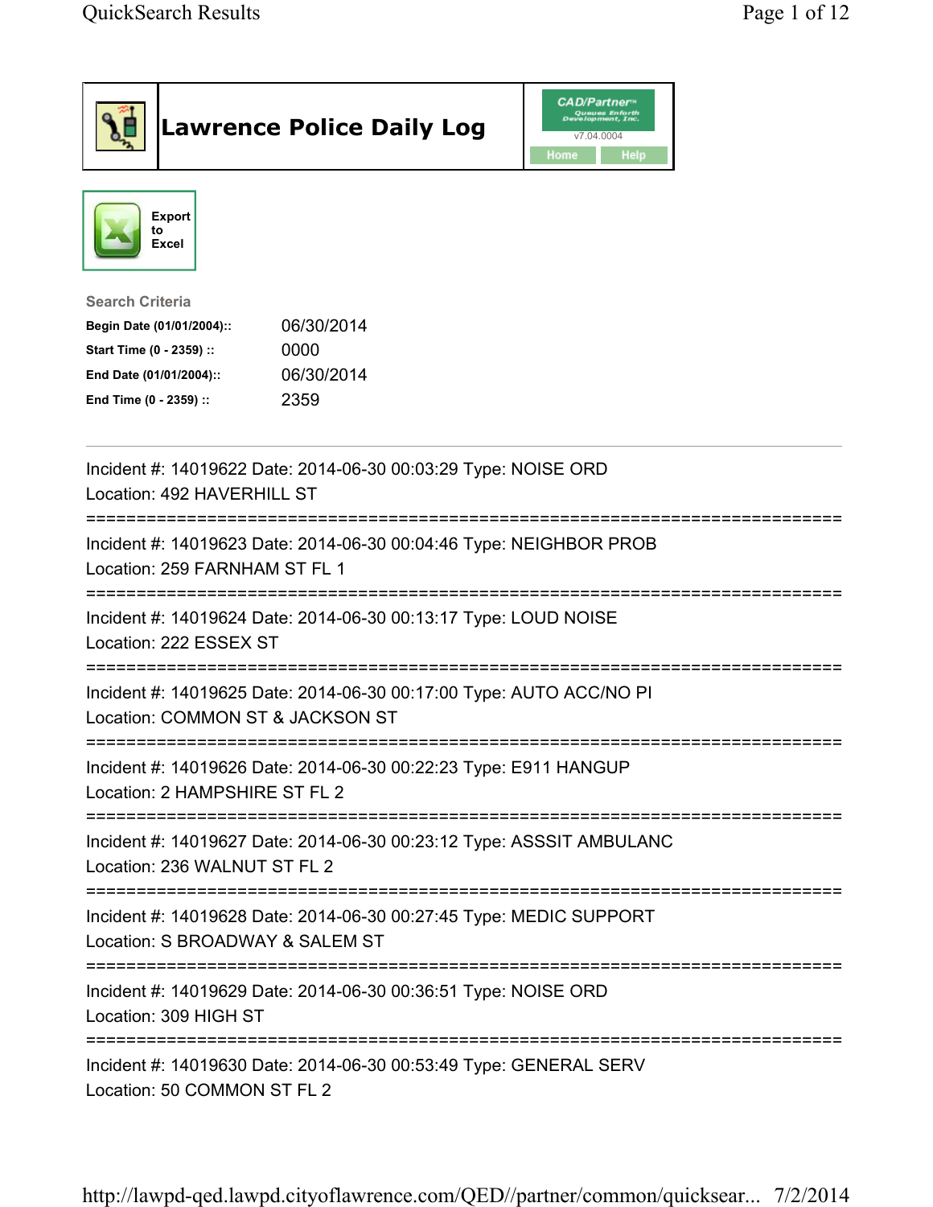# Lawrence Police Daily Log

CAD/Partner™ v7.04.0004

Home | Help

Export to Excel

**Search Criteria**

| | |
|---|---|
| **Begin Date (01/01/2004)::** | 06/30/2014 |
| **Start Time (0 - 2359) ::** | 0000 |
| **End Date (01/01/2004)::** | 06/30/2014 |
| **End Time (0 - 2359) ::** | 2359 |

---

Incident #: 14019622 Date: 2014-06-30 00:03:29 Type: NOISE ORD
Location: 492 HAVERHILL ST

===========================================================================

Incident #: 14019623 Date: 2014-06-30 00:04:46 Type: NEIGHBOR PROB
Location: 259 FARNHAM ST FL 1

===========================================================================

Incident #: 14019624 Date: 2014-06-30 00:13:17 Type: LOUD NOISE
Location: 222 ESSEX ST

===========================================================================

Incident #: 14019625 Date: 2014-06-30 00:17:00 Type: AUTO ACC/NO PI
Location: COMMON ST & JACKSON ST

===========================================================================

Incident #: 14019626 Date: 2014-06-30 00:22:23 Type: E911 HANGUP
Location: 2 HAMPSHIRE ST FL 2

===========================================================================

Incident #: 14019627 Date: 2014-06-30 00:23:12 Type: ASSSIT AMBULANC
Location: 236 WALNUT ST FL 2

===========================================================================

Incident #: 14019628 Date: 2014-06-30 00:27:45 Type: MEDIC SUPPORT
Location: S BROADWAY & SALEM ST

===========================================================================

Incident #: 14019629 Date: 2014-06-30 00:36:51 Type: NOISE ORD
Location: 309 HIGH ST

===========================================================================

Incident #: 14019630 Date: 2014-06-30 00:53:49 Type: GENERAL SERV
Location: 50 COMMON ST FL 2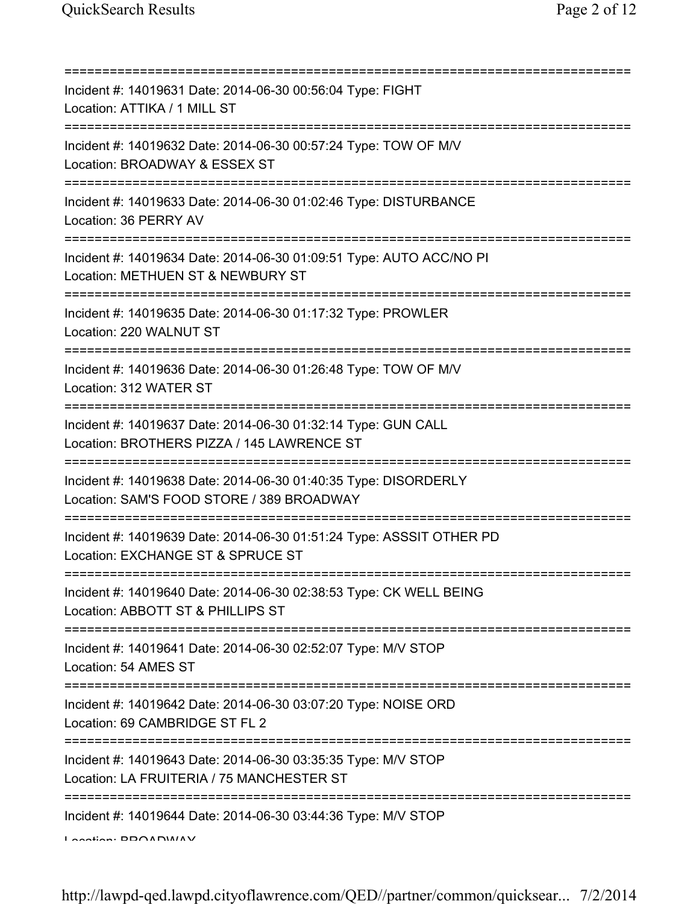==============================================================================

Incident #: 14019631 Date: 2014-06-30 00:56:04 Type: FIGHT
Location: ATTIKA / 1 MILL ST

==============================================================================

Incident #: 14019632 Date: 2014-06-30 00:57:24 Type: TOW OF M/V
Location: BROADWAY & ESSEX ST

==============================================================================

Incident #: 14019633 Date: 2014-06-30 01:02:46 Type: DISTURBANCE
Location: 36 PERRY AV

==============================================================================

Incident #: 14019634 Date: 2014-06-30 01:09:51 Type: AUTO ACC/NO PI
Location: METHUEN ST & NEWBURY ST

==============================================================================

Incident #: 14019635 Date: 2014-06-30 01:17:32 Type: PROWLER
Location: 220 WALNUT ST

==============================================================================

Incident #: 14019636 Date: 2014-06-30 01:26:48 Type: TOW OF M/V
Location: 312 WATER ST

==============================================================================

Incident #: 14019637 Date: 2014-06-30 01:32:14 Type: GUN CALL
Location: BROTHERS PIZZA / 145 LAWRENCE ST

==============================================================================

Incident #: 14019638 Date: 2014-06-30 01:40:35 Type: DISORDERLY
Location: SAM'S FOOD STORE / 389 BROADWAY

==============================================================================

Incident #: 14019639 Date: 2014-06-30 01:51:24 Type: ASSSIT OTHER PD
Location: EXCHANGE ST & SPRUCE ST

==============================================================================

Incident #: 14019640 Date: 2014-06-30 02:38:53 Type: CK WELL BEING
Location: ABBOTT ST & PHILLIPS ST

==============================================================================

Incident #: 14019641 Date: 2014-06-30 02:52:07 Type: M/V STOP
Location: 54 AMES ST

==============================================================================

Incident #: 14019642 Date: 2014-06-30 03:07:20 Type: NOISE ORD
Location: 69 CAMBRIDGE ST FL 2

==============================================================================

Incident #: 14019643 Date: 2014-06-30 03:35:35 Type: M/V STOP
Location: LA FRUITERIA / 75 MANCHESTER ST

==============================================================================

Incident #: 14019644 Date: 2014-06-30 03:44:36 Type: M/V STOP
Location: BROADWAY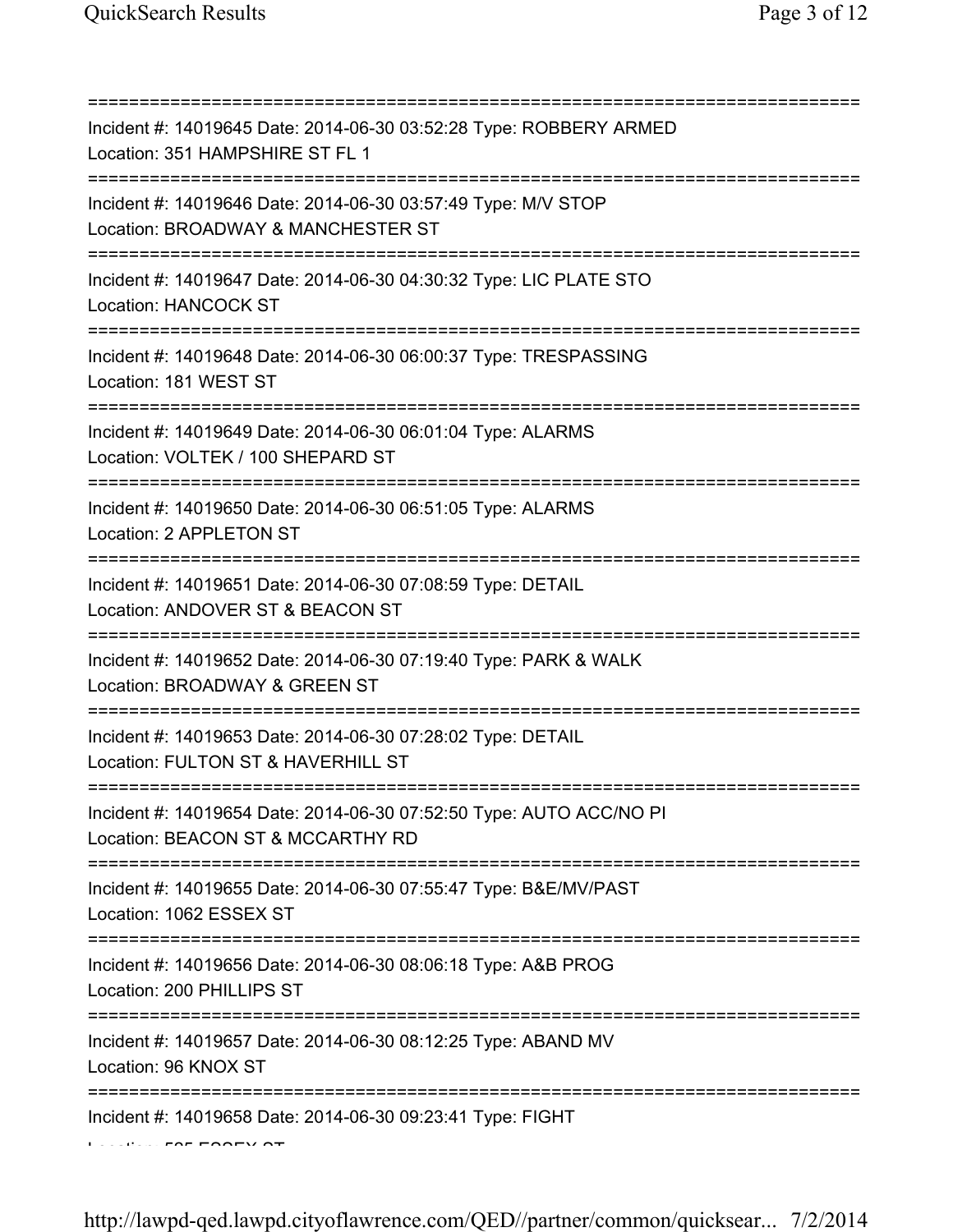===========================================================================
Incident #: 14019645 Date: 2014-06-30 03:52:28 Type: ROBBERY ARMED
Location: 351 HAMPSHIRE ST FL 1
===========================================================================
Incident #: 14019646 Date: 2014-06-30 03:57:49 Type: M/V STOP
Location: BROADWAY & MANCHESTER ST
===========================================================================
Incident #: 14019647 Date: 2014-06-30 04:30:32 Type: LIC PLATE STO
Location: HANCOCK ST
===========================================================================
Incident #: 14019648 Date: 2014-06-30 06:00:37 Type: TRESPASSING
Location: 181 WEST ST
===========================================================================
Incident #: 14019649 Date: 2014-06-30 06:01:04 Type: ALARMS
Location: VOLTEK / 100 SHEPARD ST
===========================================================================
Incident #: 14019650 Date: 2014-06-30 06:51:05 Type: ALARMS
Location: 2 APPLETON ST
===========================================================================
Incident #: 14019651 Date: 2014-06-30 07:08:59 Type: DETAIL
Location: ANDOVER ST & BEACON ST
===========================================================================
Incident #: 14019652 Date: 2014-06-30 07:19:40 Type: PARK & WALK
Location: BROADWAY & GREEN ST
===========================================================================
Incident #: 14019653 Date: 2014-06-30 07:28:02 Type: DETAIL
Location: FULTON ST & HAVERHILL ST
===========================================================================
Incident #: 14019654 Date: 2014-06-30 07:52:50 Type: AUTO ACC/NO PI
Location: BEACON ST & MCCARTHY RD
===========================================================================
Incident #: 14019655 Date: 2014-06-30 07:55:47 Type: B&E/MV/PAST
Location: 1062 ESSEX ST
===========================================================================
Incident #: 14019656 Date: 2014-06-30 08:06:18 Type: A&B PROG
Location: 200 PHILLIPS ST
===========================================================================
Incident #: 14019657 Date: 2014-06-30 08:12:25 Type: ABAND MV
Location: 96 KNOX ST
===========================================================================
Incident #: 14019658 Date: 2014-06-30 09:23:41 Type: FIGHT
Location: 595 ESSEX ST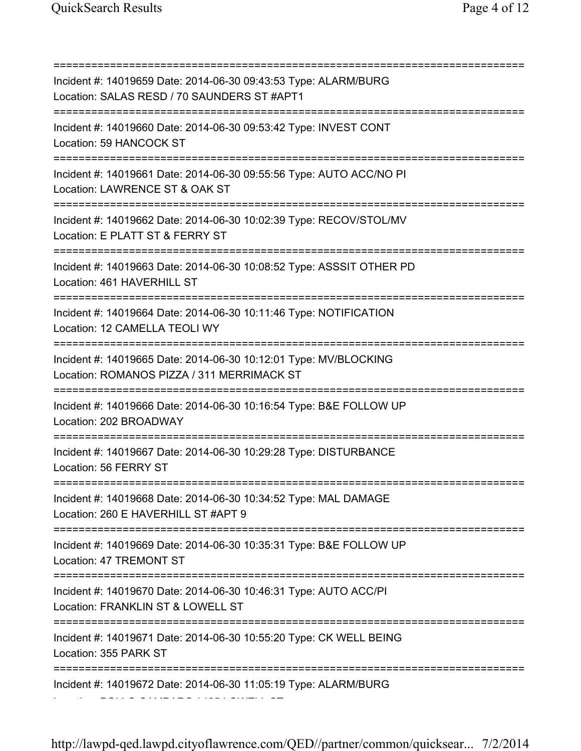===========================================================================
Incident #: 14019659 Date: 2014-06-30 09:43:53 Type: ALARM/BURG
Location: SALAS RESD / 70 SAUNDERS ST #APT1
===========================================================================
Incident #: 14019660 Date: 2014-06-30 09:53:42 Type: INVEST CONT
Location: 59 HANCOCK ST
===========================================================================
Incident #: 14019661 Date: 2014-06-30 09:55:56 Type: AUTO ACC/NO PI
Location: LAWRENCE ST & OAK ST
===========================================================================
Incident #: 14019662 Date: 2014-06-30 10:02:39 Type: RECOV/STOL/MV
Location: E PLATT ST & FERRY ST
===========================================================================
Incident #: 14019663 Date: 2014-06-30 10:08:52 Type: ASSSIT OTHER PD
Location: 461 HAVERHILL ST
===========================================================================
Incident #: 14019664 Date: 2014-06-30 10:11:46 Type: NOTIFICATION
Location: 12 CAMELLA TEOLI WY
===========================================================================
Incident #: 14019665 Date: 2014-06-30 10:12:01 Type: MV/BLOCKING
Location: ROMANOS PIZZA / 311 MERRIMACK ST
===========================================================================
Incident #: 14019666 Date: 2014-06-30 10:16:54 Type: B&E FOLLOW UP
Location: 202 BROADWAY
===========================================================================
Incident #: 14019667 Date: 2014-06-30 10:29:28 Type: DISTURBANCE
Location: 56 FERRY ST
===========================================================================
Incident #: 14019668 Date: 2014-06-30 10:34:52 Type: MAL DAMAGE
Location: 260 E HAVERHILL ST #APT 9
===========================================================================
Incident #: 14019669 Date: 2014-06-30 10:35:31 Type: B&E FOLLOW UP
Location: 47 TREMONT ST
===========================================================================
Incident #: 14019670 Date: 2014-06-30 10:46:31 Type: AUTO ACC/PI
Location: FRANKLIN ST & LOWELL ST
===========================================================================
Incident #: 14019671 Date: 2014-06-30 10:55:20 Type: CK WELL BEING
Location: 355 PARK ST
===========================================================================
Incident #: 14019672 Date: 2014-06-30 11:05:19 Type: ALARM/BURG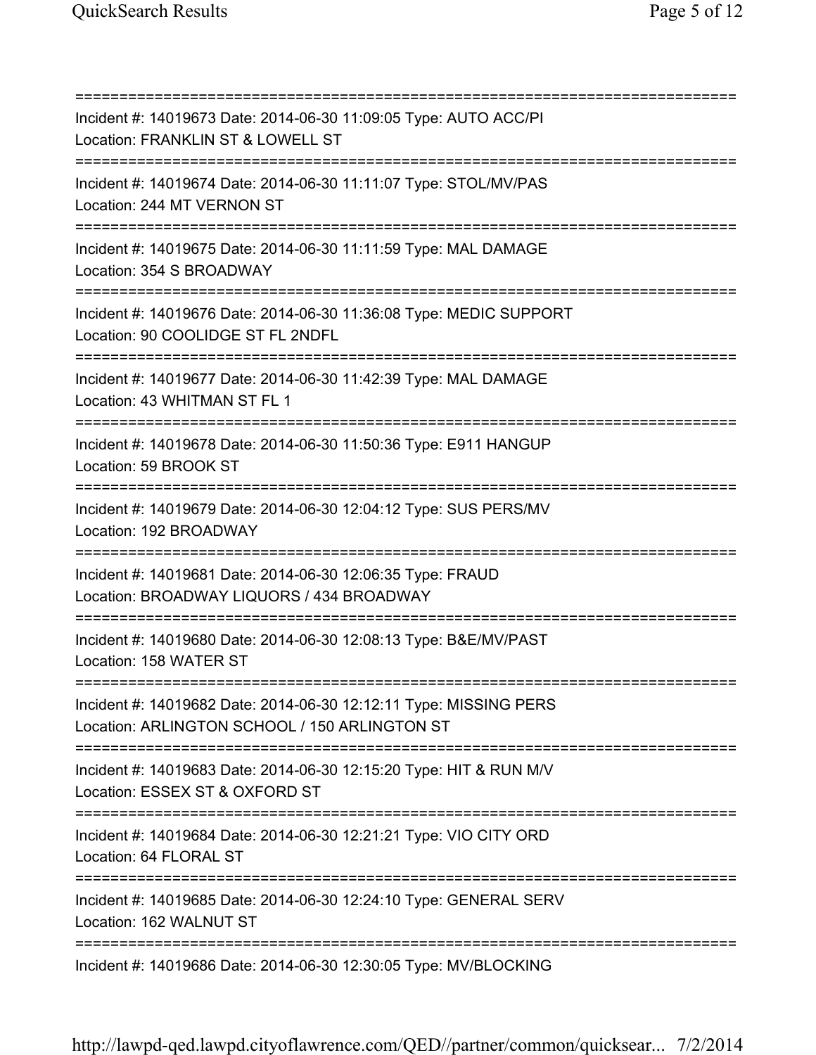===========================================================================
Incident #: 14019673 Date: 2014-06-30 11:09:05 Type: AUTO ACC/PI
Location: FRANKLIN ST & LOWELL ST
===========================================================================
Incident #: 14019674 Date: 2014-06-30 11:11:07 Type: STOL/MV/PAS
Location: 244 MT VERNON ST
===========================================================================
Incident #: 14019675 Date: 2014-06-30 11:11:59 Type: MAL DAMAGE
Location: 354 S BROADWAY
===========================================================================
Incident #: 14019676 Date: 2014-06-30 11:36:08 Type: MEDIC SUPPORT
Location: 90 COOLIDGE ST FL 2NDFL
===========================================================================
Incident #: 14019677 Date: 2014-06-30 11:42:39 Type: MAL DAMAGE
Location: 43 WHITMAN ST FL 1
===========================================================================
Incident #: 14019678 Date: 2014-06-30 11:50:36 Type: E911 HANGUP
Location: 59 BROOK ST
===========================================================================
Incident #: 14019679 Date: 2014-06-30 12:04:12 Type: SUS PERS/MV
Location: 192 BROADWAY
===========================================================================
Incident #: 14019681 Date: 2014-06-30 12:06:35 Type: FRAUD
Location: BROADWAY LIQUORS / 434 BROADWAY
===========================================================================
Incident #: 14019680 Date: 2014-06-30 12:08:13 Type: B&E/MV/PAST
Location: 158 WATER ST
===========================================================================
Incident #: 14019682 Date: 2014-06-30 12:12:11 Type: MISSING PERS
Location: ARLINGTON SCHOOL / 150 ARLINGTON ST
===========================================================================
Incident #: 14019683 Date: 2014-06-30 12:15:20 Type: HIT & RUN M/V
Location: ESSEX ST & OXFORD ST
===========================================================================
Incident #: 14019684 Date: 2014-06-30 12:21:21 Type: VIO CITY ORD
Location: 64 FLORAL ST
===========================================================================
Incident #: 14019685 Date: 2014-06-30 12:24:10 Type: GENERAL SERV
Location: 162 WALNUT ST
===========================================================================
Incident #: 14019686 Date: 2014-06-30 12:30:05 Type: MV/BLOCKING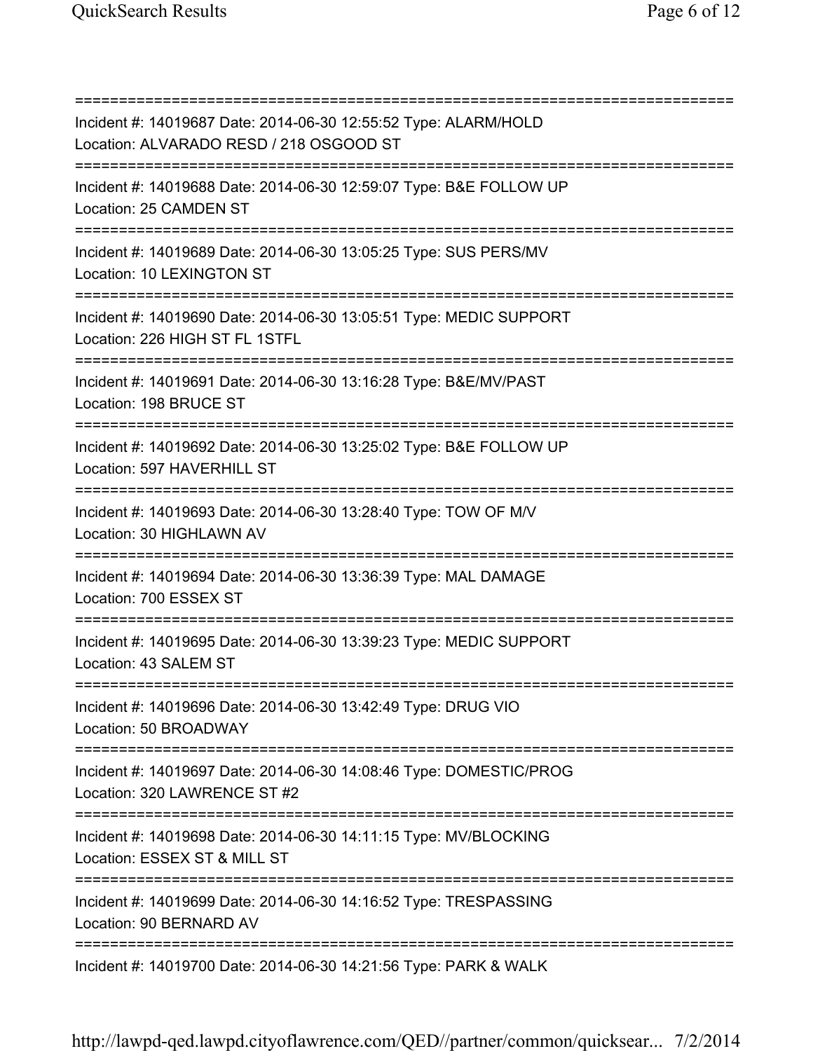===========================================================================
Incident #: 14019687 Date: 2014-06-30 12:55:52 Type: ALARM/HOLD
Location: ALVARADO RESD / 218 OSGOOD ST
===========================================================================
Incident #: 14019688 Date: 2014-06-30 12:59:07 Type: B&E FOLLOW UP
Location: 25 CAMDEN ST
===========================================================================
Incident #: 14019689 Date: 2014-06-30 13:05:25 Type: SUS PERS/MV
Location: 10 LEXINGTON ST
===========================================================================
Incident #: 14019690 Date: 2014-06-30 13:05:51 Type: MEDIC SUPPORT
Location: 226 HIGH ST FL 1STFL
===========================================================================
Incident #: 14019691 Date: 2014-06-30 13:16:28 Type: B&E/MV/PAST
Location: 198 BRUCE ST
===========================================================================
Incident #: 14019692 Date: 2014-06-30 13:25:02 Type: B&E FOLLOW UP
Location: 597 HAVERHILL ST
===========================================================================
Incident #: 14019693 Date: 2014-06-30 13:28:40 Type: TOW OF M/V
Location: 30 HIGHLAWN AV
===========================================================================
Incident #: 14019694 Date: 2014-06-30 13:36:39 Type: MAL DAMAGE
Location: 700 ESSEX ST
===========================================================================
Incident #: 14019695 Date: 2014-06-30 13:39:23 Type: MEDIC SUPPORT
Location: 43 SALEM ST
===========================================================================
Incident #: 14019696 Date: 2014-06-30 13:42:49 Type: DRUG VIO
Location: 50 BROADWAY
===========================================================================
Incident #: 14019697 Date: 2014-06-30 14:08:46 Type: DOMESTIC/PROG
Location: 320 LAWRENCE ST #2
===========================================================================
Incident #: 14019698 Date: 2014-06-30 14:11:15 Type: MV/BLOCKING
Location: ESSEX ST & MILL ST
===========================================================================
Incident #: 14019699 Date: 2014-06-30 14:16:52 Type: TRESPASSING
Location: 90 BERNARD AV
===========================================================================
Incident #: 14019700 Date: 2014-06-30 14:21:56 Type: PARK & WALK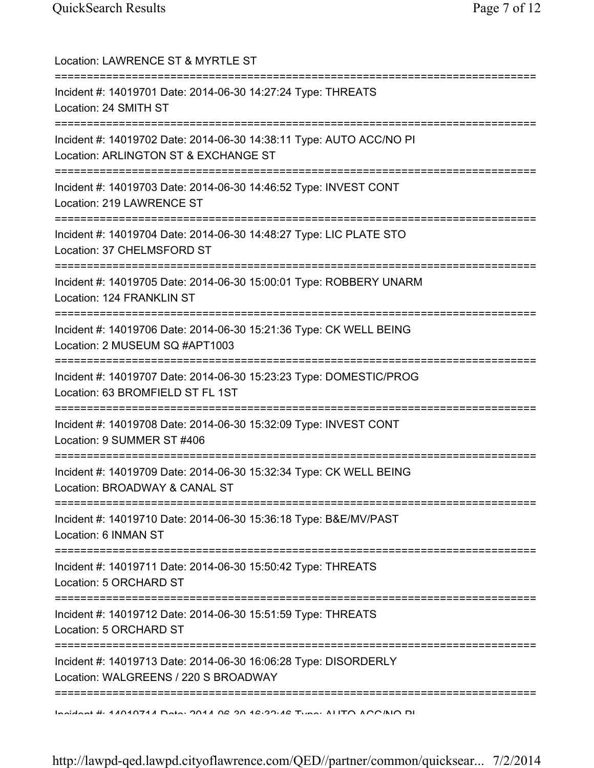Location: LAWRENCE ST & MYRTLE ST

===========================================================================

Incident #: 14019701 Date: 2014-06-30 14:27:24 Type: THREATS
Location: 24 SMITH ST

===========================================================================

Incident #: 14019702 Date: 2014-06-30 14:38:11 Type: AUTO ACC/NO PI
Location: ARLINGTON ST & EXCHANGE ST

===========================================================================

Incident #: 14019703 Date: 2014-06-30 14:46:52 Type: INVEST CONT
Location: 219 LAWRENCE ST

===========================================================================

Incident #: 14019704 Date: 2014-06-30 14:48:27 Type: LIC PLATE STO
Location: 37 CHELMSFORD ST

===========================================================================

Incident #: 14019705 Date: 2014-06-30 15:00:01 Type: ROBBERY UNARM
Location: 124 FRANKLIN ST

===========================================================================

Incident #: 14019706 Date: 2014-06-30 15:21:36 Type: CK WELL BEING
Location: 2 MUSEUM SQ #APT1003

===========================================================================

Incident #: 14019707 Date: 2014-06-30 15:23:23 Type: DOMESTIC/PROG
Location: 63 BROMFIELD ST FL 1ST

===========================================================================

Incident #: 14019708 Date: 2014-06-30 15:32:09 Type: INVEST CONT
Location: 9 SUMMER ST #406

===========================================================================

Incident #: 14019709 Date: 2014-06-30 15:32:34 Type: CK WELL BEING
Location: BROADWAY & CANAL ST

===========================================================================

Incident #: 14019710 Date: 2014-06-30 15:36:18 Type: B&E/MV/PAST
Location: 6 INMAN ST

===========================================================================

Incident #: 14019711 Date: 2014-06-30 15:50:42 Type: THREATS
Location: 5 ORCHARD ST

===========================================================================

Incident #: 14019712 Date: 2014-06-30 15:51:59 Type: THREATS
Location: 5 ORCHARD ST

===========================================================================

Incident #: 14019713 Date: 2014-06-30 16:06:28 Type: DISORDERLY
Location: WALGREENS / 220 S BROADWAY

===========================================================================

Incident #: 14019714 Date: 2014-06-30 16:32:46 Type: AUTO ACC/NO PI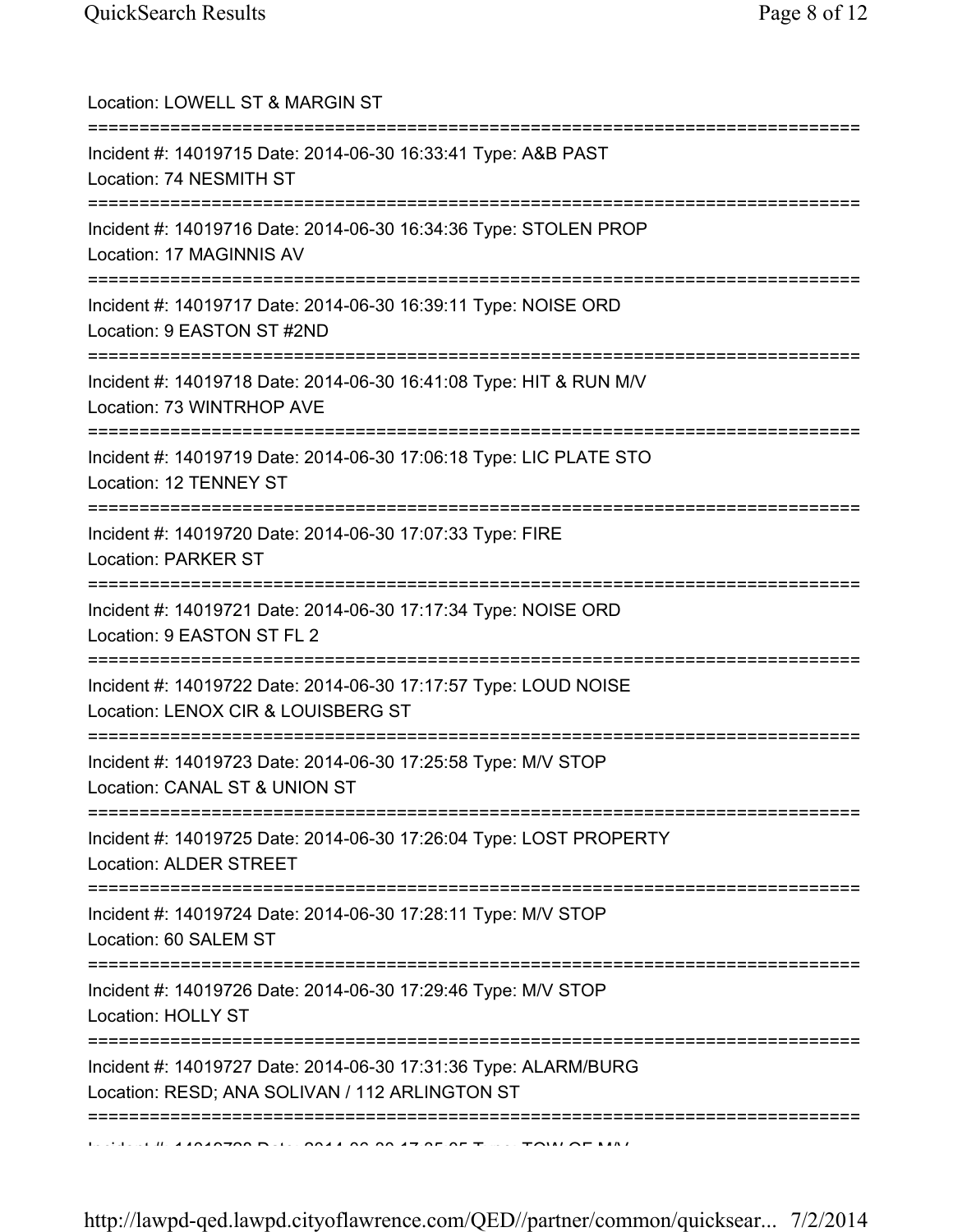Location: LOWELL ST & MARGIN ST

===========================================================================

Incident #: 14019715 Date: 2014-06-30 16:33:41 Type: A&B PAST
Location: 74 NESMITH ST

===========================================================================

Incident #: 14019716 Date: 2014-06-30 16:34:36 Type: STOLEN PROP
Location: 17 MAGINNIS AV

===========================================================================

Incident #: 14019717 Date: 2014-06-30 16:39:11 Type: NOISE ORD
Location: 9 EASTON ST #2ND

===========================================================================

Incident #: 14019718 Date: 2014-06-30 16:41:08 Type: HIT & RUN M/V
Location: 73 WINTRHOP AVE

===========================================================================

Incident #: 14019719 Date: 2014-06-30 17:06:18 Type: LIC PLATE STO
Location: 12 TENNEY ST

===========================================================================

Incident #: 14019720 Date: 2014-06-30 17:07:33 Type: FIRE
Location: PARKER ST

===========================================================================

Incident #: 14019721 Date: 2014-06-30 17:17:34 Type: NOISE ORD
Location: 9 EASTON ST FL 2

===========================================================================

Incident #: 14019722 Date: 2014-06-30 17:17:57 Type: LOUD NOISE
Location: LENOX CIR & LOUISBERG ST

===========================================================================

Incident #: 14019723 Date: 2014-06-30 17:25:58 Type: M/V STOP
Location: CANAL ST & UNION ST

===========================================================================

Incident #: 14019725 Date: 2014-06-30 17:26:04 Type: LOST PROPERTY
Location: ALDER STREET

===========================================================================

Incident #: 14019724 Date: 2014-06-30 17:28:11 Type: M/V STOP
Location: 60 SALEM ST

===========================================================================

Incident #: 14019726 Date: 2014-06-30 17:29:46 Type: M/V STOP
Location: HOLLY ST

===========================================================================

Incident #: 14019727 Date: 2014-06-30 17:31:36 Type: ALARM/BURG
Location: RESD; ANA SOLIVAN / 112 ARLINGTON ST

===========================================================================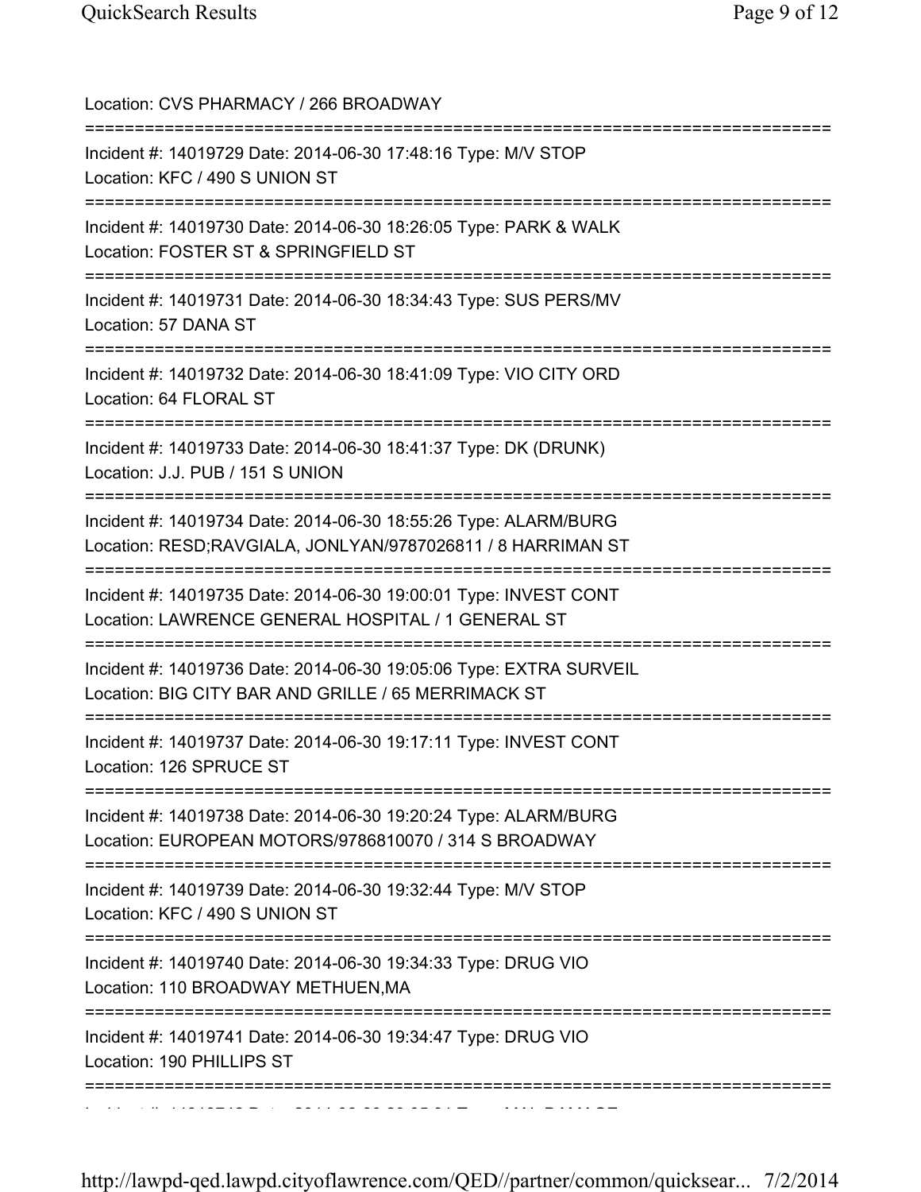Location: CVS PHARMACY / 266 BROADWAY

===========================================================================

Incident #: 14019729 Date: 2014-06-30 17:48:16 Type: M/V STOP
Location: KFC / 490 S UNION ST

===========================================================================

Incident #: 14019730 Date: 2014-06-30 18:26:05 Type: PARK & WALK
Location: FOSTER ST & SPRINGFIELD ST

===========================================================================

Incident #: 14019731 Date: 2014-06-30 18:34:43 Type: SUS PERS/MV
Location: 57 DANA ST

===========================================================================

Incident #: 14019732 Date: 2014-06-30 18:41:09 Type: VIO CITY ORD
Location: 64 FLORAL ST

===========================================================================

Incident #: 14019733 Date: 2014-06-30 18:41:37 Type: DK (DRUNK)
Location: J.J. PUB / 151 S UNION

===========================================================================

Incident #: 14019734 Date: 2014-06-30 18:55:26 Type: ALARM/BURG
Location: RESD;RAVGIALA, JONLYAN/9787026811 / 8 HARRIMAN ST

===========================================================================

Incident #: 14019735 Date: 2014-06-30 19:00:01 Type: INVEST CONT
Location: LAWRENCE GENERAL HOSPITAL / 1 GENERAL ST

===========================================================================

Incident #: 14019736 Date: 2014-06-30 19:05:06 Type: EXTRA SURVEIL
Location: BIG CITY BAR AND GRILLE / 65 MERRIMACK ST

===========================================================================

Incident #: 14019737 Date: 2014-06-30 19:17:11 Type: INVEST CONT
Location: 126 SPRUCE ST

===========================================================================

Incident #: 14019738 Date: 2014-06-30 19:20:24 Type: ALARM/BURG
Location: EUROPEAN MOTORS/9786810070 / 314 S BROADWAY

===========================================================================

Incident #: 14019739 Date: 2014-06-30 19:32:44 Type: M/V STOP
Location: KFC / 490 S UNION ST

===========================================================================

Incident #: 14019740 Date: 2014-06-30 19:34:33 Type: DRUG VIO
Location: 110 BROADWAY METHUEN,MA

===========================================================================

Incident #: 14019741 Date: 2014-06-30 19:34:47 Type: DRUG VIO
Location: 190 PHILLIPS ST

===========================================================================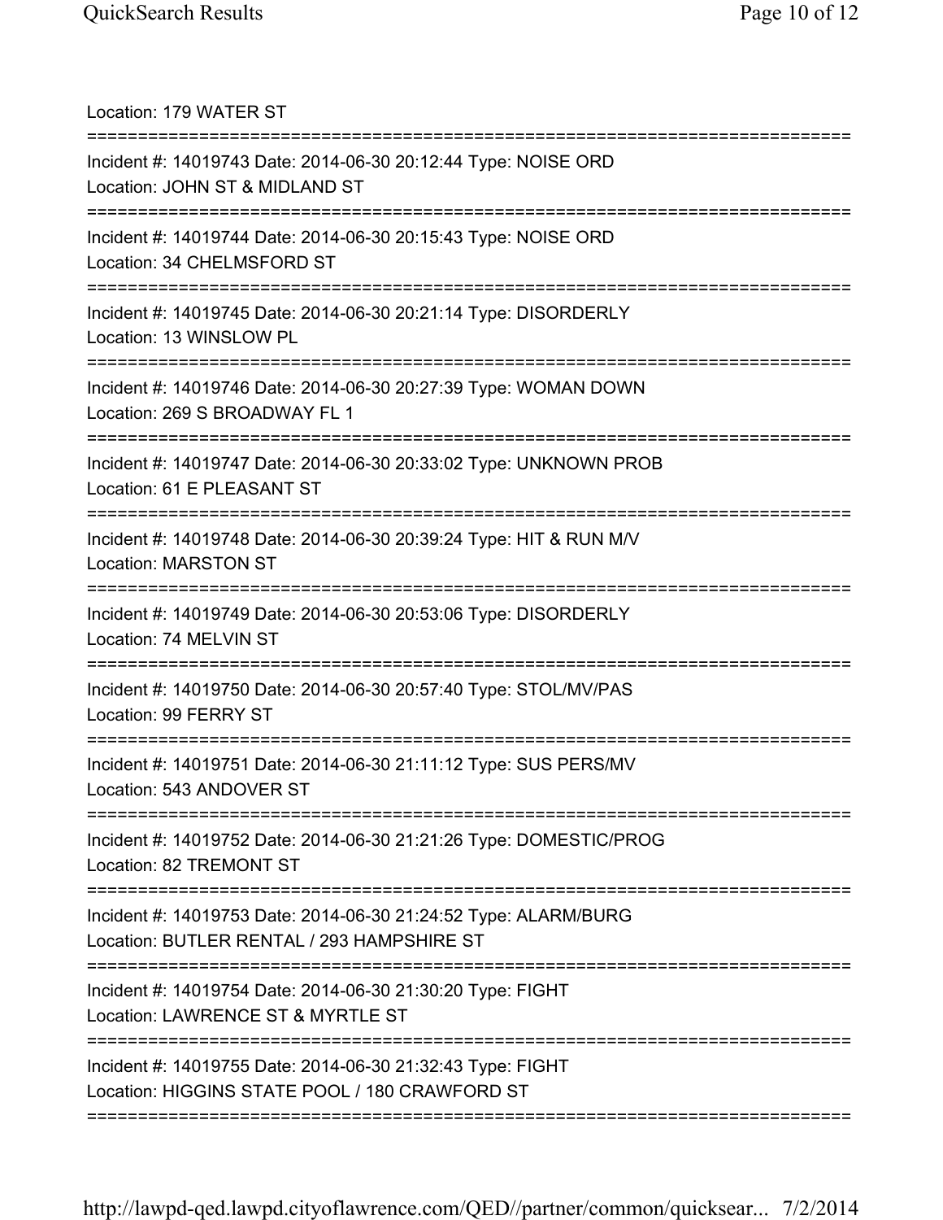Location: 179 WATER ST

===========================================================================

Incident #: 14019743 Date: 2014-06-30 20:12:44 Type: NOISE ORD
Location: JOHN ST & MIDLAND ST

===========================================================================

Incident #: 14019744 Date: 2014-06-30 20:15:43 Type: NOISE ORD
Location: 34 CHELMSFORD ST

===========================================================================

Incident #: 14019745 Date: 2014-06-30 20:21:14 Type: DISORDERLY
Location: 13 WINSLOW PL

===========================================================================

Incident #: 14019746 Date: 2014-06-30 20:27:39 Type: WOMAN DOWN
Location: 269 S BROADWAY FL 1

===========================================================================

Incident #: 14019747 Date: 2014-06-30 20:33:02 Type: UNKNOWN PROB
Location: 61 E PLEASANT ST

===========================================================================

Incident #: 14019748 Date: 2014-06-30 20:39:24 Type: HIT & RUN M/V
Location: MARSTON ST

===========================================================================

Incident #: 14019749 Date: 2014-06-30 20:53:06 Type: DISORDERLY
Location: 74 MELVIN ST

===========================================================================

Incident #: 14019750 Date: 2014-06-30 20:57:40 Type: STOL/MV/PAS
Location: 99 FERRY ST

===========================================================================

Incident #: 14019751 Date: 2014-06-30 21:11:12 Type: SUS PERS/MV
Location: 543 ANDOVER ST

===========================================================================

Incident #: 14019752 Date: 2014-06-30 21:21:26 Type: DOMESTIC/PROG
Location: 82 TREMONT ST

===========================================================================

Incident #: 14019753 Date: 2014-06-30 21:24:52 Type: ALARM/BURG
Location: BUTLER RENTAL / 293 HAMPSHIRE ST

===========================================================================

Incident #: 14019754 Date: 2014-06-30 21:30:20 Type: FIGHT
Location: LAWRENCE ST & MYRTLE ST

===========================================================================

Incident #: 14019755 Date: 2014-06-30 21:32:43 Type: FIGHT
Location: HIGGINS STATE POOL / 180 CRAWFORD ST

===========================================================================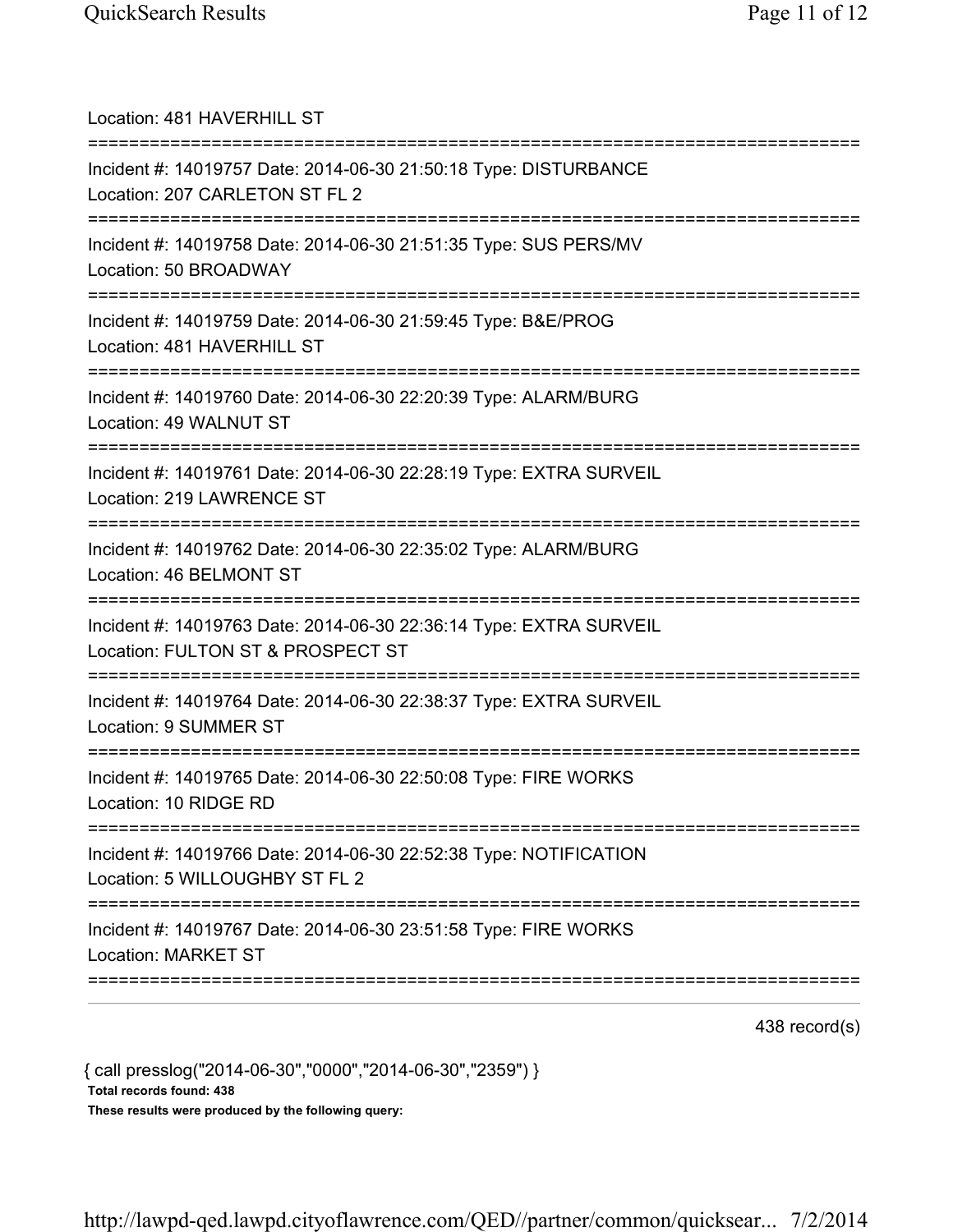Location: 481 HAVERHILL ST

===========================================================================

Incident #: 14019757 Date: 2014-06-30 21:50:18 Type: DISTURBANCE
Location: 207 CARLETON ST FL 2

===========================================================================

Incident #: 14019758 Date: 2014-06-30 21:51:35 Type: SUS PERS/MV
Location: 50 BROADWAY

===========================================================================

Incident #: 14019759 Date: 2014-06-30 21:59:45 Type: B&E/PROG
Location: 481 HAVERHILL ST

===========================================================================

Incident #: 14019760 Date: 2014-06-30 22:20:39 Type: ALARM/BURG
Location: 49 WALNUT ST

===========================================================================

Incident #: 14019761 Date: 2014-06-30 22:28:19 Type: EXTRA SURVEIL
Location: 219 LAWRENCE ST

===========================================================================

Incident #: 14019762 Date: 2014-06-30 22:35:02 Type: ALARM/BURG
Location: 46 BELMONT ST

===========================================================================

Incident #: 14019763 Date: 2014-06-30 22:36:14 Type: EXTRA SURVEIL
Location: FULTON ST & PROSPECT ST

===========================================================================

Incident #: 14019764 Date: 2014-06-30 22:38:37 Type: EXTRA SURVEIL
Location: 9 SUMMER ST

===========================================================================

Incident #: 14019765 Date: 2014-06-30 22:50:08 Type: FIRE WORKS
Location: 10 RIDGE RD

===========================================================================

Incident #: 14019766 Date: 2014-06-30 22:52:38 Type: NOTIFICATION
Location: 5 WILLOUGHBY ST FL 2

===========================================================================

Incident #: 14019767 Date: 2014-06-30 23:51:58 Type: FIRE WORKS
Location: MARKET ST

===========================================================================

438 record(s)

{ call presslog("2014-06-30","0000","2014-06-30","2359") }

**Total records found: 438**

**These results were produced by the following query:**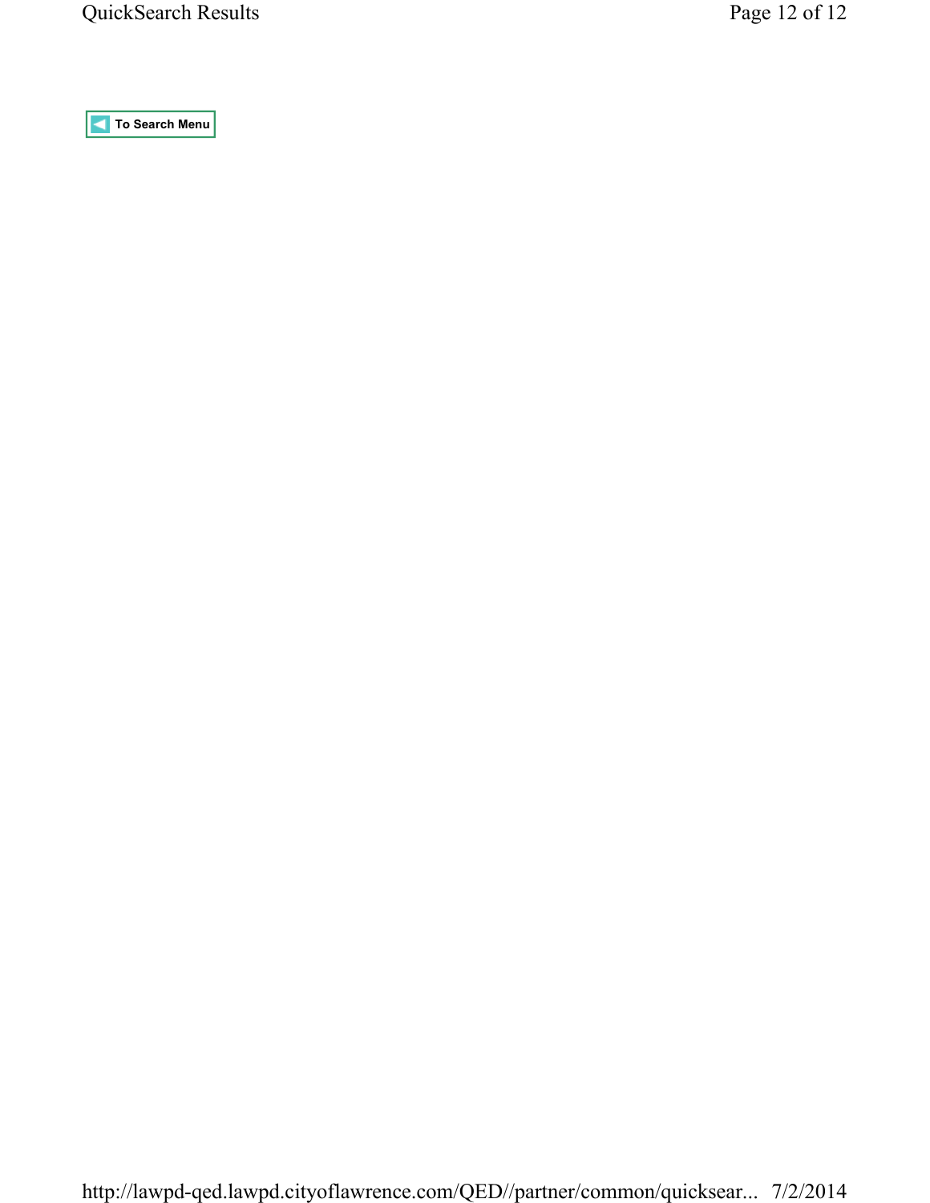To Search Menu